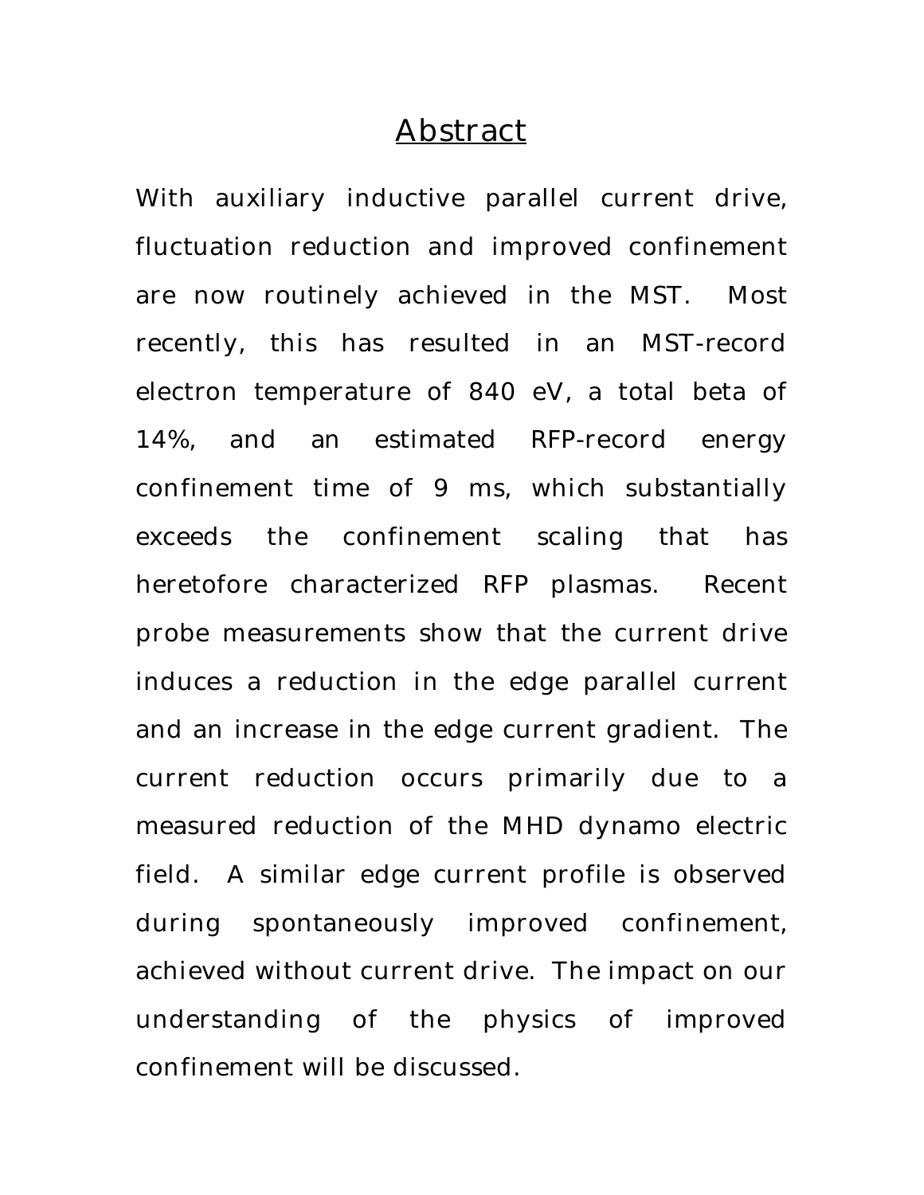# Abstract

With auxiliary inductive parallel current drive, fluctuation reduction and improved confinement are now routinely achieved in the MST. Most recently, this has resulted in an MST-record electron temperature of 840 eV, a total beta of 14%, and an estimated RFP-record energy confinement time of 9 ms, which substantially exceeds the confinement scaling that has heretofore characterized RFP plasmas. Recent probe measurements show that the current drive induces a reduction in the edge parallel current and an increase in the edge current gradient. The current reduction occurs primarily due to a measured reduction of the MHD dynamo electric field. A similar edge current profile is observed during spontaneously improved confinement, achieved without current drive. The impact on our understanding of the physics of improved confinement will be discussed.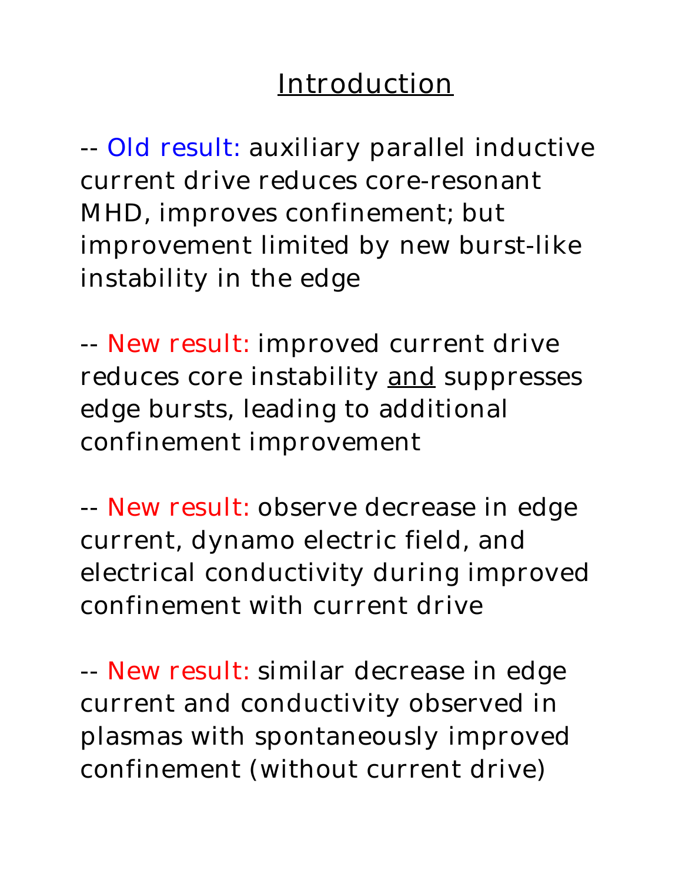# Introduction

-- Old result: auxiliary parallel inductive current drive reduces core-resonant MHD, improves confinement; but improvement limited by new burst-like instability in the edge

-- New result: improved current drive reduces core instability and suppresses edge bursts, leading to additional confinement improvement

-- New result: observe decrease in edge current, dynamo electric field, and electrical conductivity during improved confinement with current drive

-- New result: similar decrease in edge current and conductivity observed in plasmas with spontaneously improved confinement (without current drive)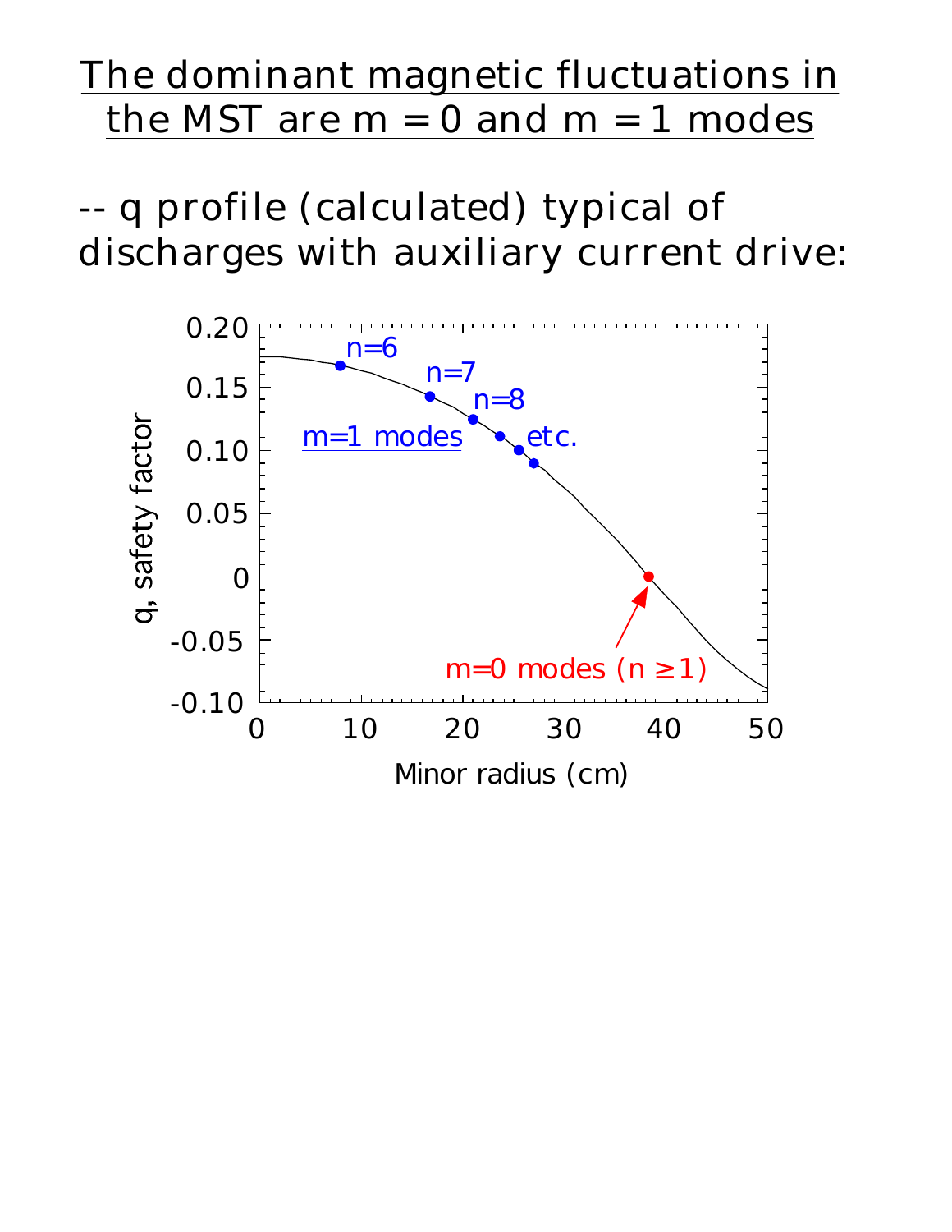# The dominant magnetic fluctuations in the MST are m = 0 and m = 1 modes

-- q profile (calculated) typical of discharges with auxiliary current drive: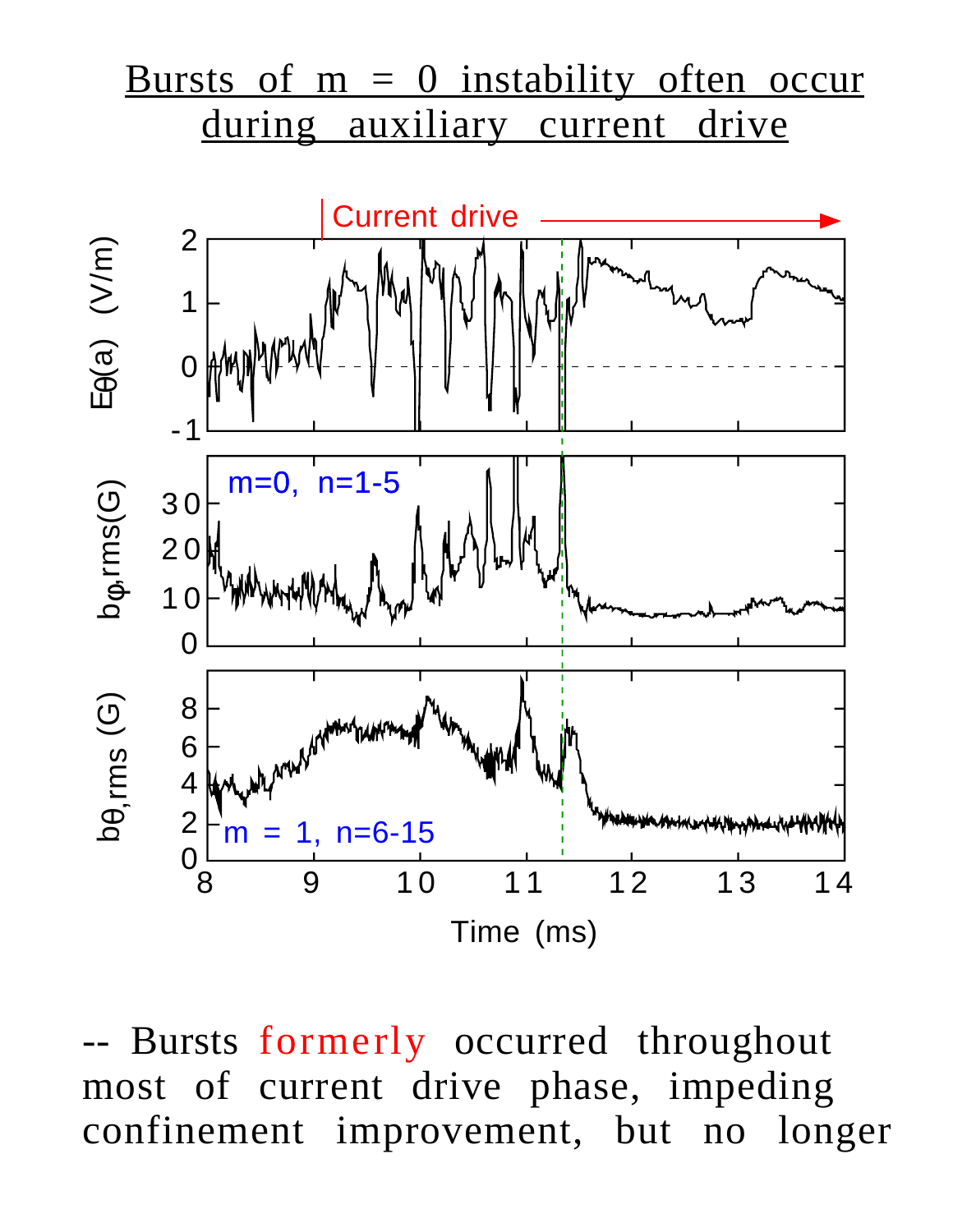# Bursts of m = 0 instability often occur during auxiliary current drive

Current drive

$E_\theta(a)$ (V/m)

$b_{\phi,rms}$(G)

m=0, n=1-5

$b_{\theta,rms}$ (G)

m = 1, n=6-15

Time (ms)

-- Bursts formerly occurred throughout most of current drive phase, impeding confinement improvement, but no longer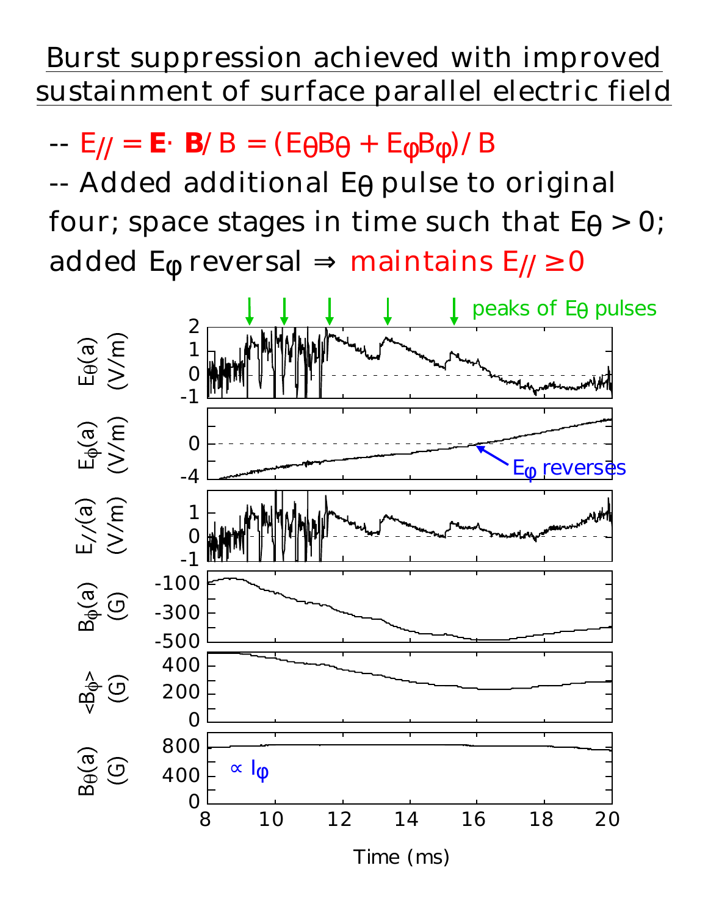# Burst suppression achieved with improved sustainment of surface parallel electric field

-- $E_{//} = \mathbf{E} \cdot \mathbf{B} / B = (E_\theta B_\theta + E_\varphi B_\varphi) / B$

-- Added additional $E_\theta$ pulse to original four; space stages in time such that $E_\theta > 0$; added $E_\varphi$ reversal ⇒ maintains $E_{//} \geq 0$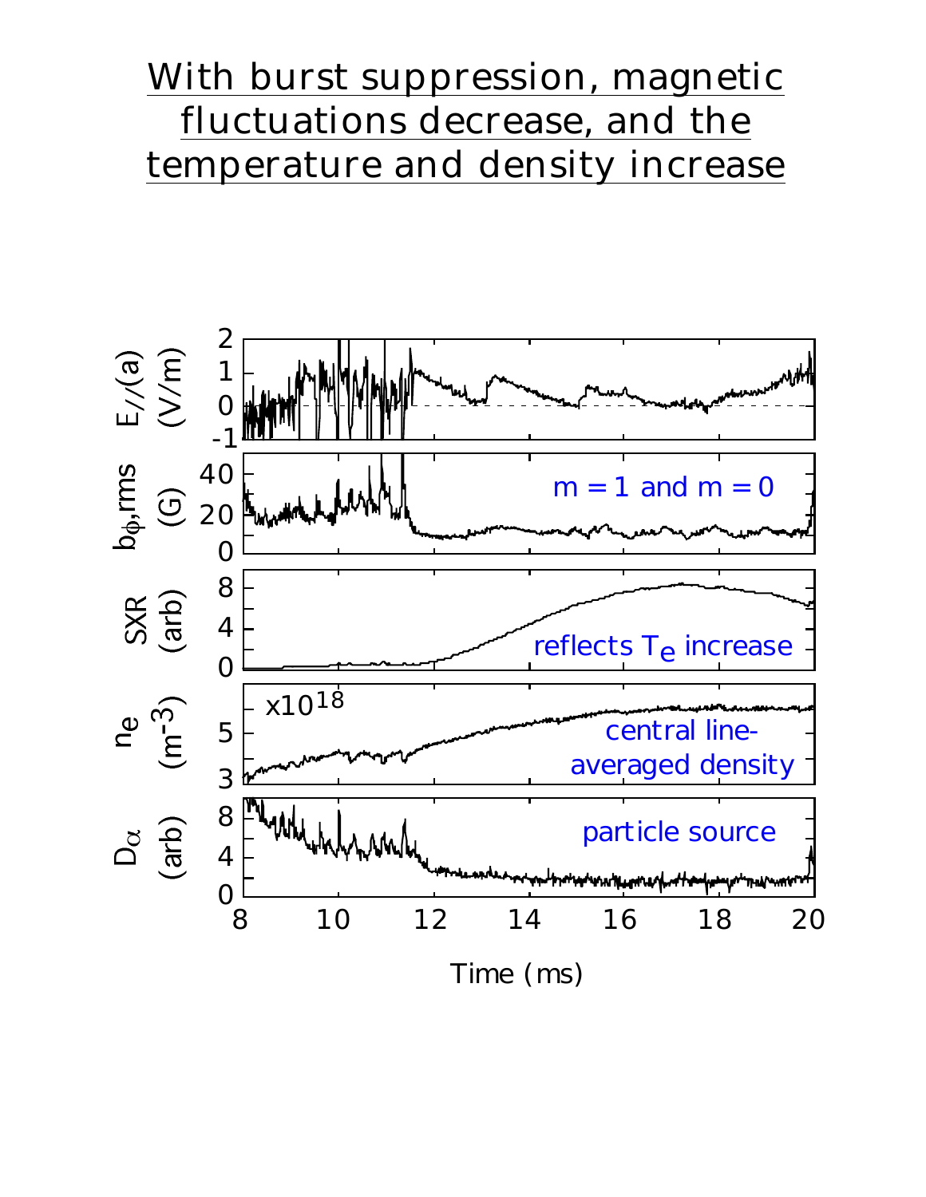# With burst suppression, magnetic fluctuations decrease, and the temperature and density increase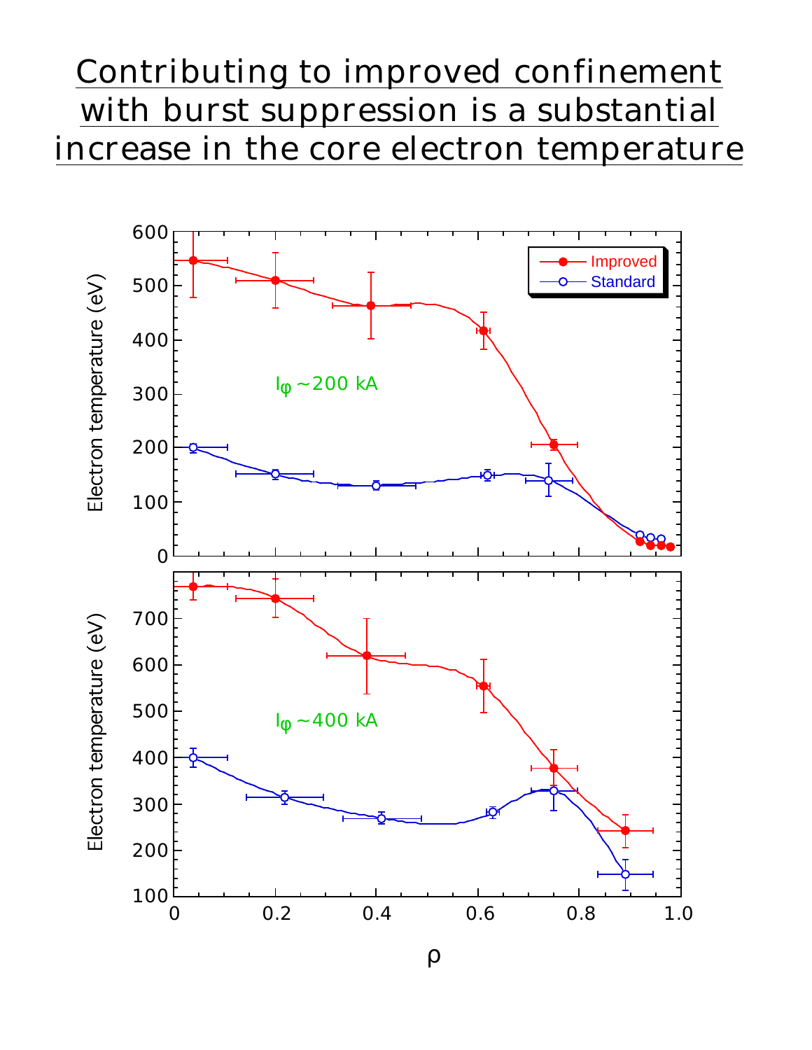# Contributing to improved confinement with burst suppression is a substantial increase in the core electron temperature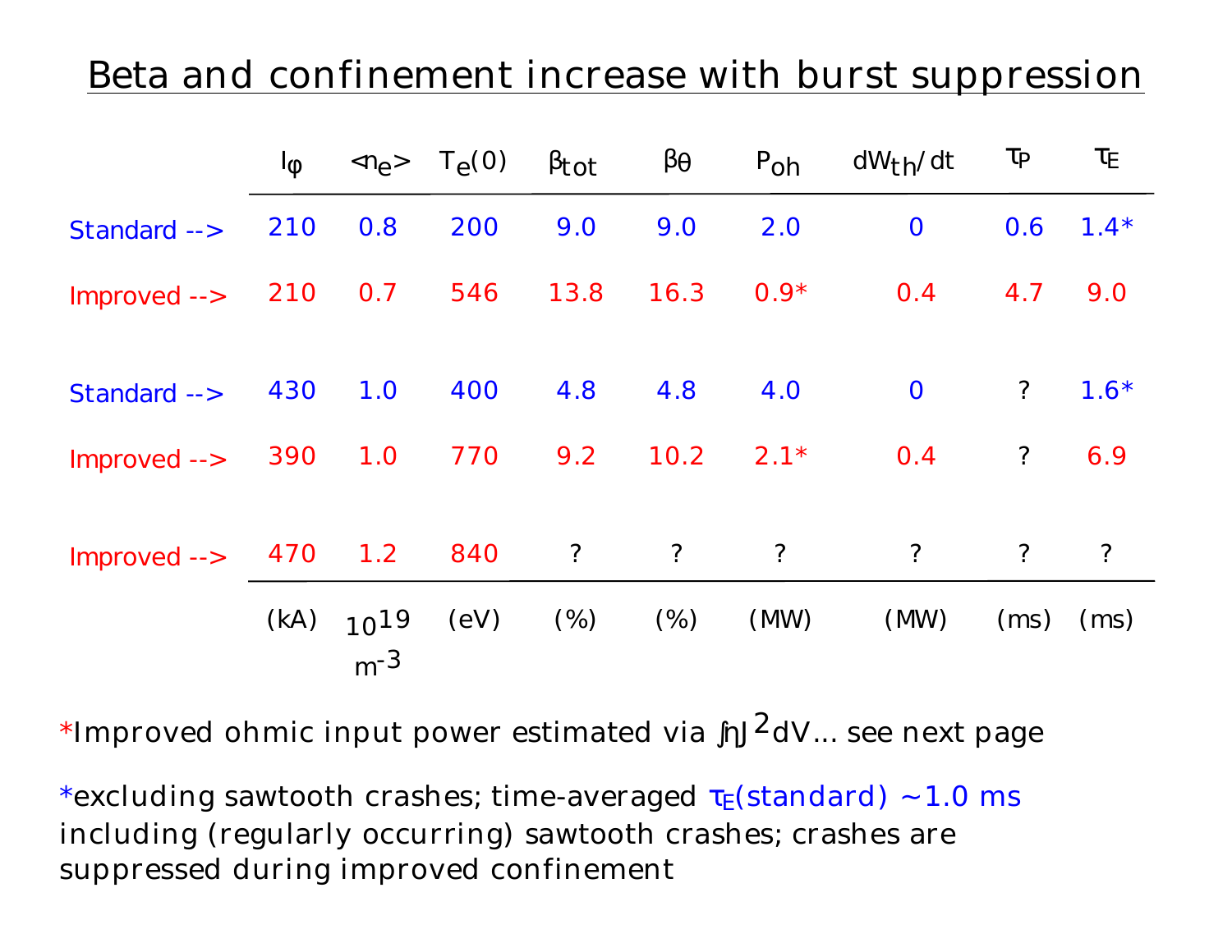# Beta and confinement increase with burst suppression

| | $I_\varphi$ | $\langle n_e \rangle$ | $T_e(0)$ | $\beta_{tot}$ | $\beta_\theta$ | $P_{oh}$ | $dW_{th}/dt$ | $\tau_P$ | $\tau_E$ |
|---|---|---|---|---|---|---|---|---|---|
| Standard --> | 210 | 0.8 | 200 | 9.0 | 9.0 | 2.0 | 0 | 0.6 | 1.4* |
| Improved --> | 210 | 0.7 | 546 | 13.8 | 16.3 | 0.9* | 0.4 | 4.7 | 9.0 |
| Standard --> | 430 | 1.0 | 400 | 4.8 | 4.8 | 4.0 | 0 | ? | 1.6* |
| Improved --> | 390 | 1.0 | 770 | 9.2 | 10.2 | 2.1* | 0.4 | ? | 6.9 |
| Improved --> | 470 | 1.2 | 840 | ? | ? | ? | ? | ? | ? |
| | (kA) | $10^{19}$ $m^{-3}$ | (eV) | (%) | (%) | (MW) | (MW) | (ms) | (ms) |

*Improved ohmic input power estimated via $\int \eta J^2 dV$... see next page

*excluding sawtooth crashes; time-averaged $\tau_E$(standard) ~1.0 ms including (regularly occurring) sawtooth crashes; crashes are suppressed during improved confinement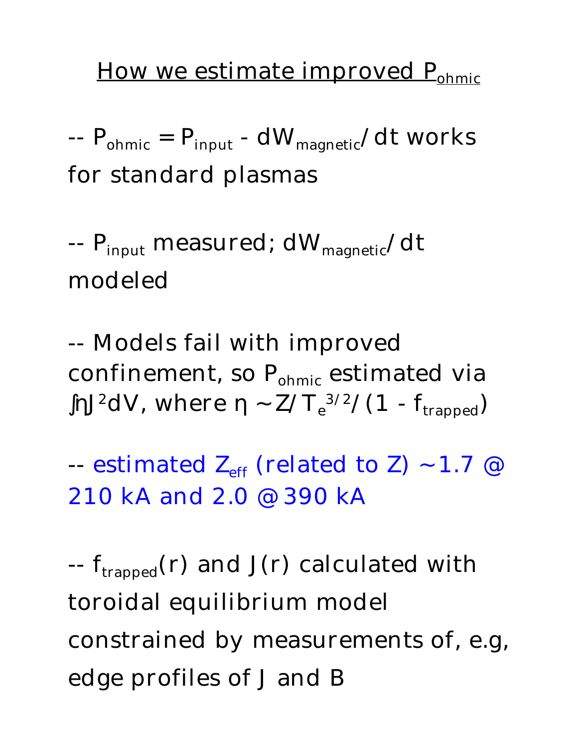# How we estimate improved $P_{ohmic}$

-- $P_{ohmic} = P_{input} - dW_{magnetic}/dt$ works for standard plasmas

-- $P_{input}$ measured; $dW_{magnetic}/dt$ modeled

-- Models fail with improved confinement, so $P_{ohmic}$ estimated via $\int \eta J^2 dV$, where $\eta \sim Z/T_e^{3/2}/(1 - f_{trapped})$

-- estimated $Z_{eff}$ (related to Z) ~1.7 @ 210 kA and 2.0 @ 390 kA

-- $f_{trapped}(r)$ and $J(r)$ calculated with toroidal equilibrium model constrained by measurements of, e.g, edge profiles of J and B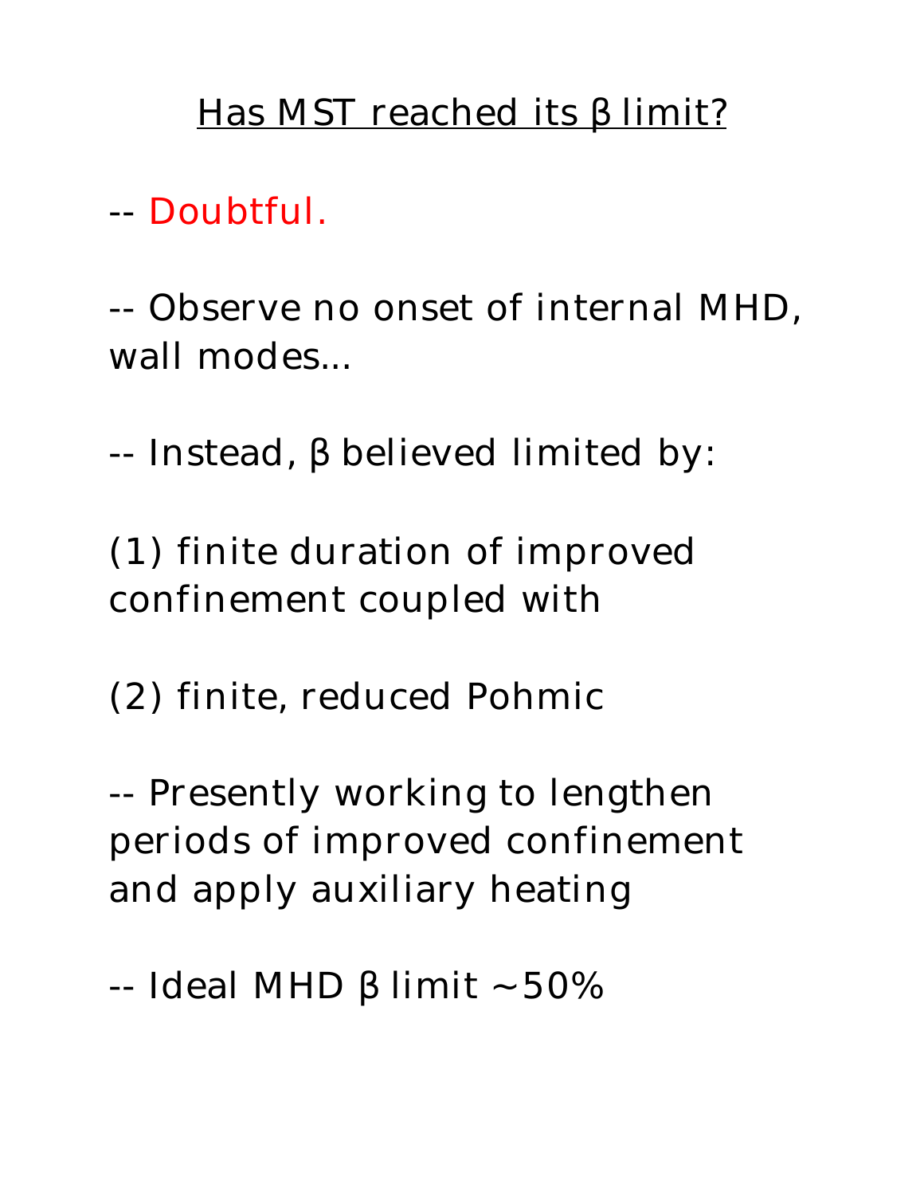# Has MST reached its $\beta$ limit?

-- Doubtful.

-- Observe no onset of internal MHD, wall modes...

-- Instead, $\beta$ believed limited by:

(1) finite duration of improved confinement coupled with

(2) finite, reduced $P_{ohmic}$

-- Presently working to lengthen periods of improved confinement and apply auxiliary heating

-- Ideal MHD $\beta$ limit ~50%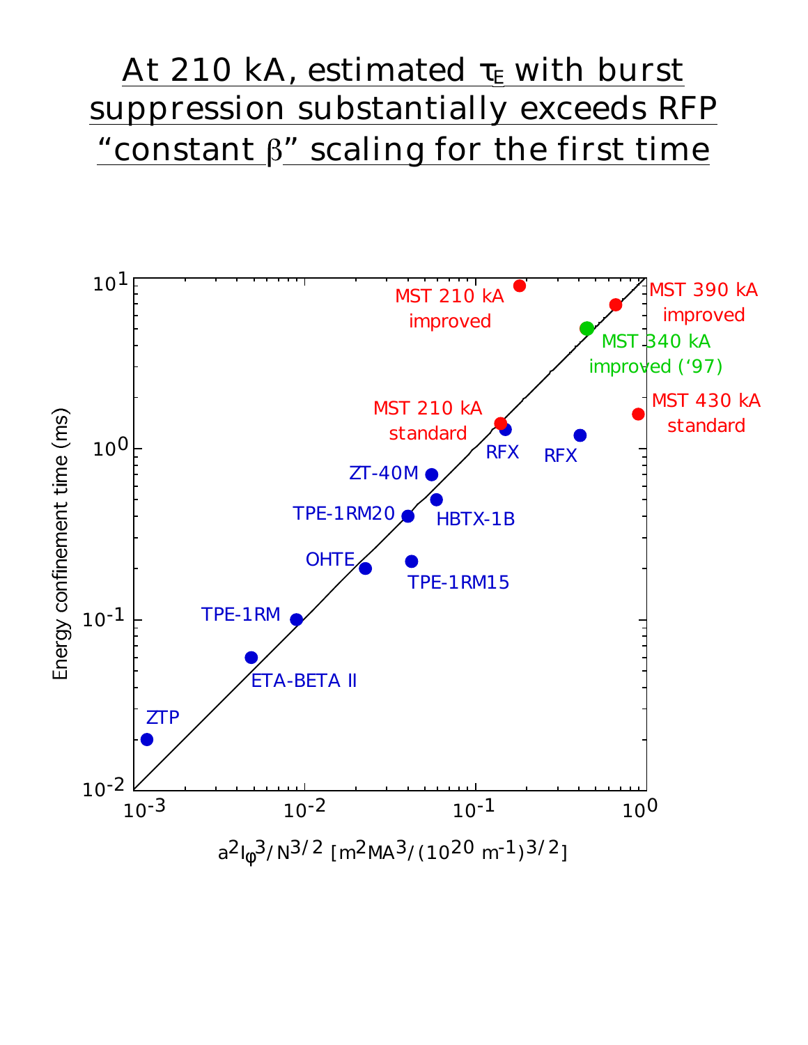# At 210 kA, estimated $\tau_E$ with burst suppression substantially exceeds RFP "constant $\beta$" scaling for the first time

Energy confinement time (ms)

$a^2 I_\varphi^3 / N^{3/2}$ [$m^2 MA^3/(10^{20}\ m^{-1})^{3/2}$]

MST 210 kA improved

MST 390 kA improved

MST 340 kA improved ('97)

MST 210 kA standard

MST 430 kA standard

RFX

RFX

ZT-40M

TPE-1RM20

HBTX-1B

OHTE

TPE-1RM15

TPE-1RM

ETA-BETA II

ZTP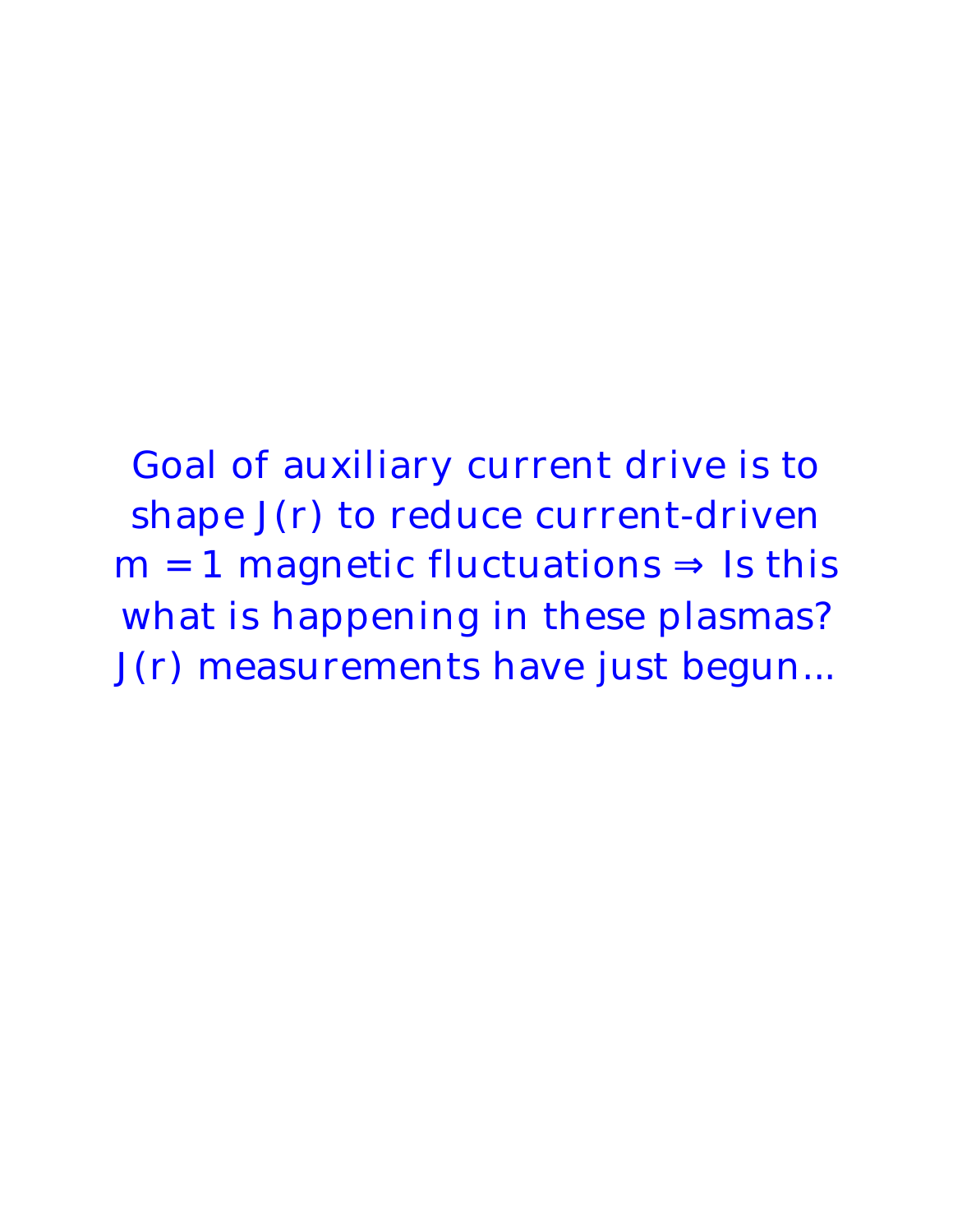Goal of auxiliary current drive is to shape $J(r)$ to reduce current-driven $m = 1$ magnetic fluctuations $\Rightarrow$ Is this what is happening in these plasmas? $J(r)$ measurements have just begun...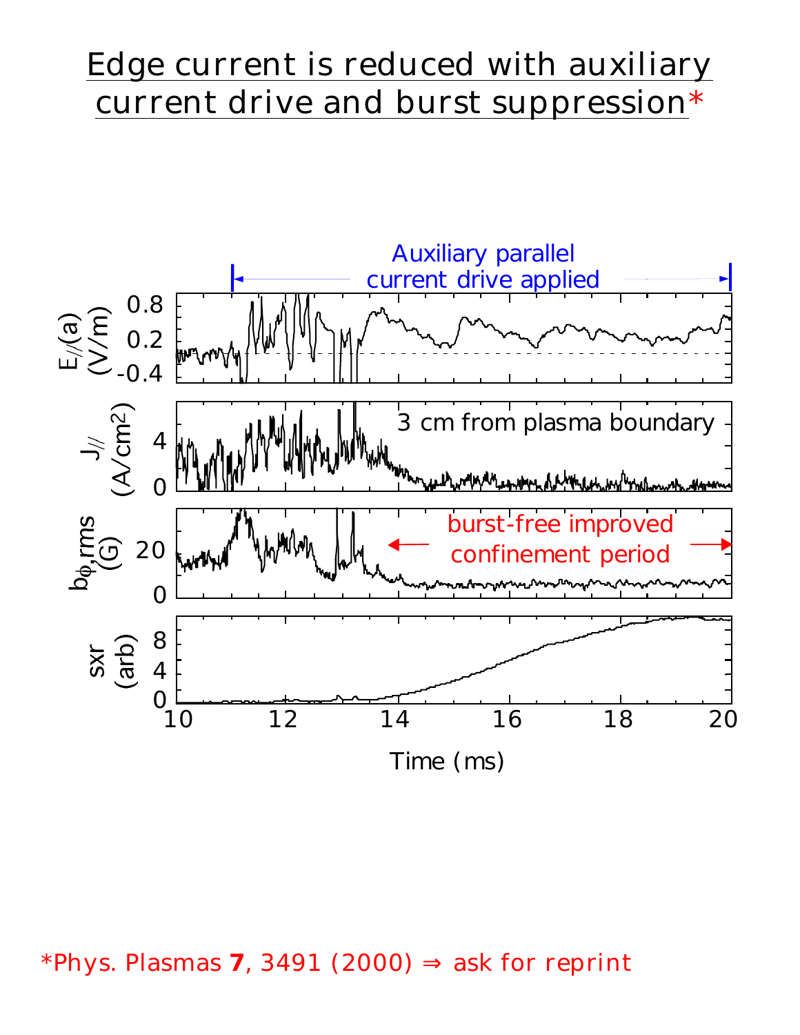# Edge current is reduced with auxiliary current drive and burst suppression*

*Phys. Plasmas **7**, 3491 (2000) ⇒ ask for reprint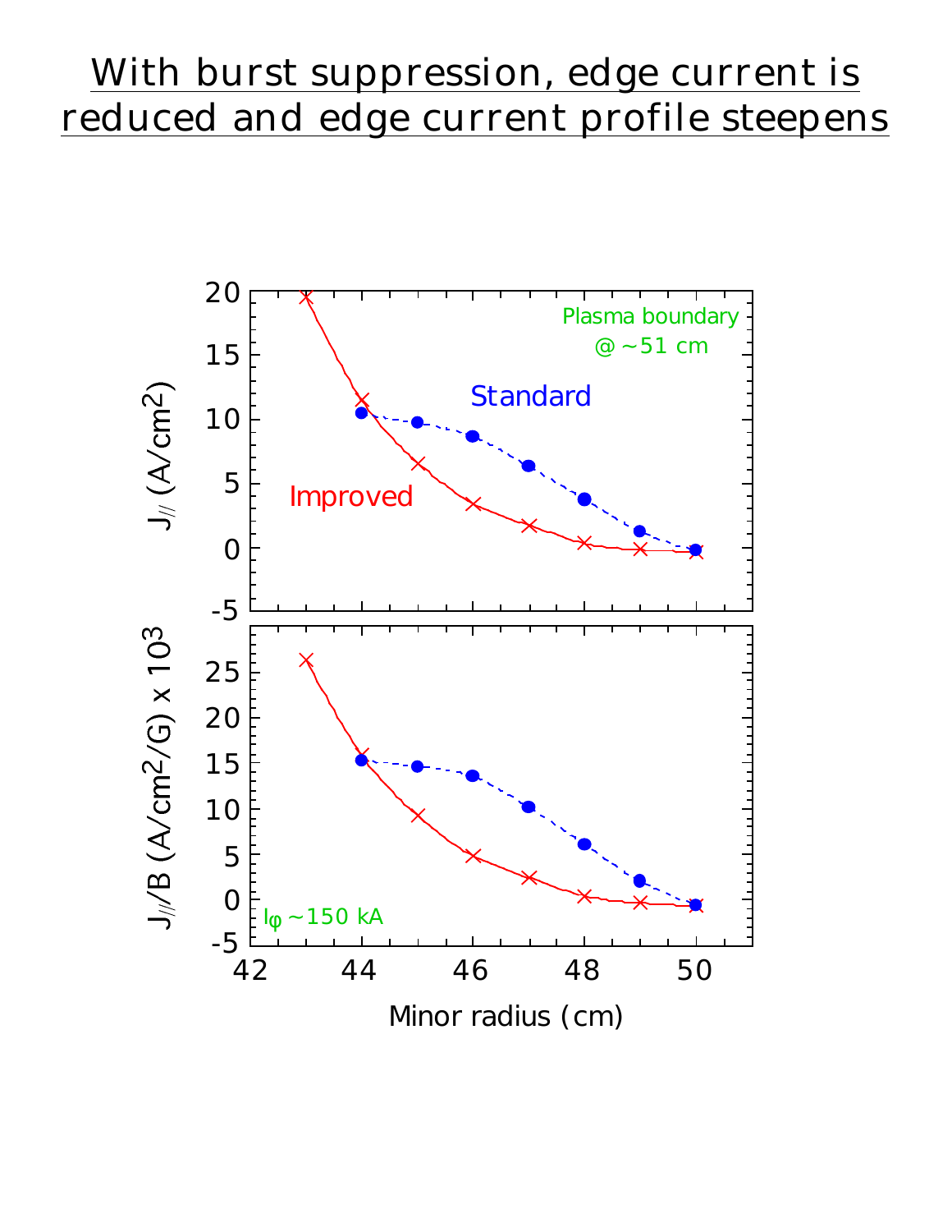# With burst suppression, edge current is reduced and edge current profile steepens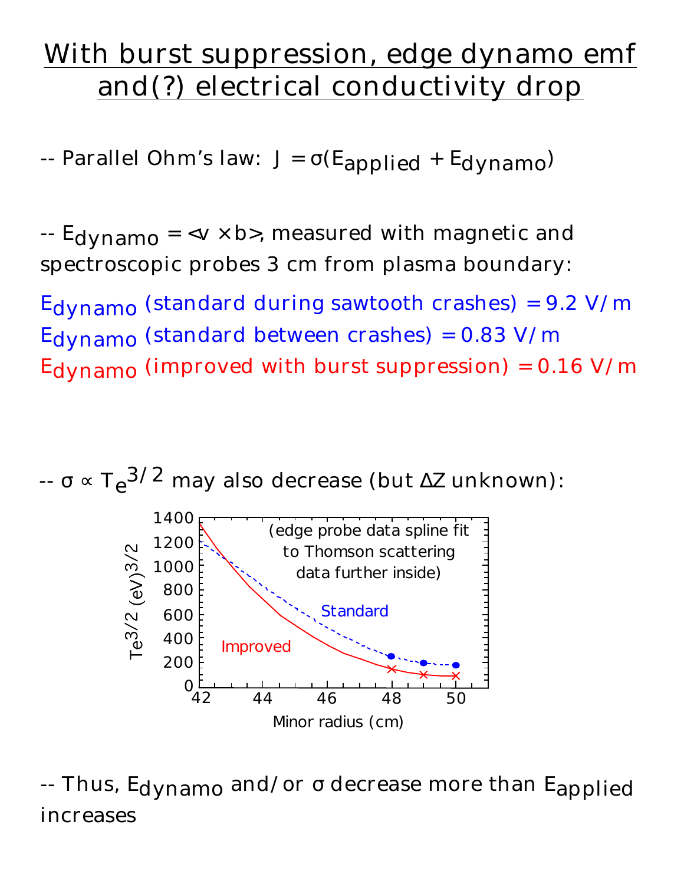# With burst suppression, edge dynamo emf and(?) electrical conductivity drop

-- Parallel Ohm's law: $J = \sigma(E_{applied} + E_{dynamo})$

-- $E_{dynamo} = \langle v \times b \rangle$, measured with magnetic and spectroscopic probes 3 cm from plasma boundary:

$E_{dynamo}$ (standard during sawtooth crashes) = 9.2 V/m
$E_{dynamo}$ (standard between crashes) = 0.83 V/m
$E_{dynamo}$ (improved with burst suppression) = 0.16 V/m

-- $\sigma \propto T_e^{3/2}$ may also decrease (but $\Delta Z$ unknown):

(edge probe data spline fit to Thomson scattering data further inside)

-- Thus, $E_{dynamo}$ and/or $\sigma$ decrease more than $E_{applied}$ increases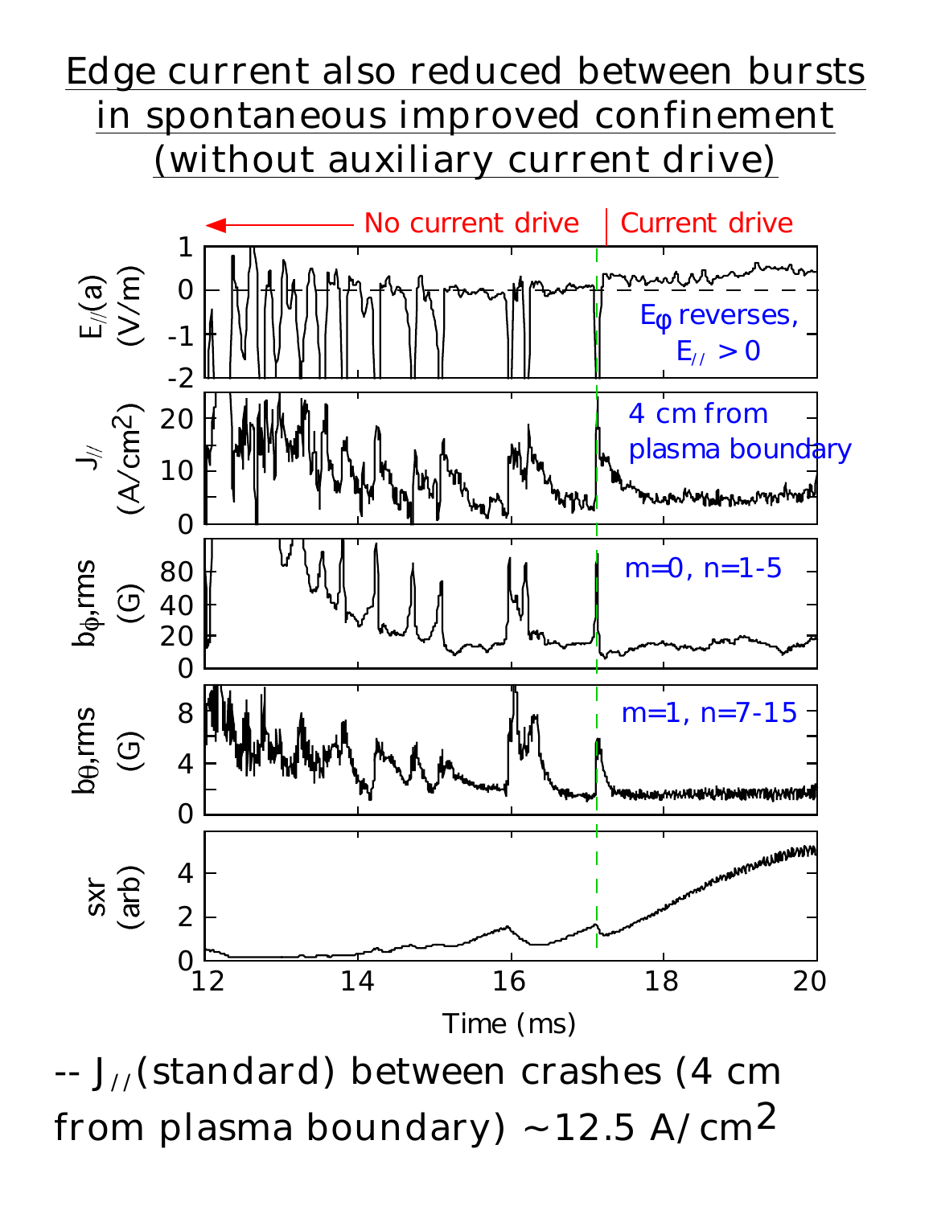# Edge current also reduced between bursts in spontaneous improved confinement (without auxiliary current drive)

-- $J_{//}$(standard) between crashes (4 cm from plasma boundary) ~12.5 A/cm$^2$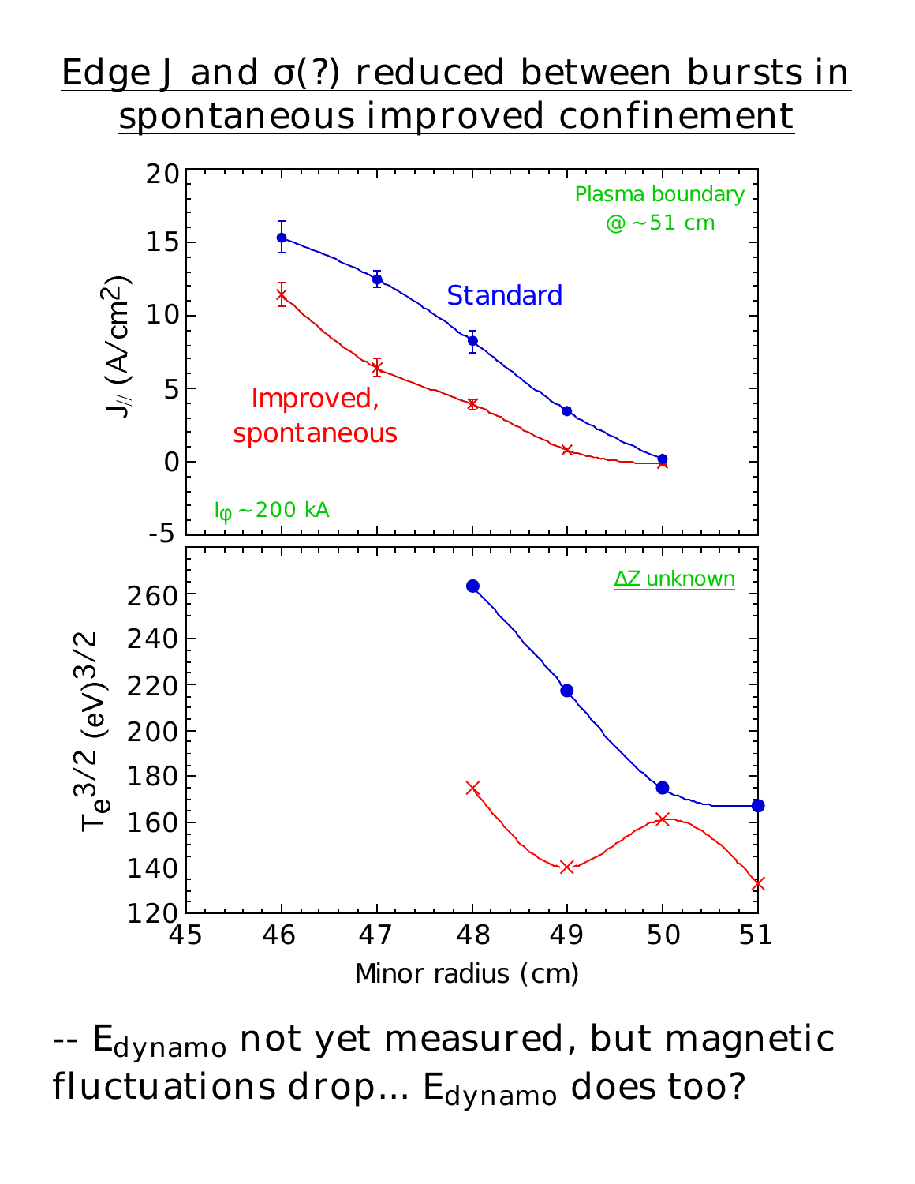# Edge J and σ(?) reduced between bursts in spontaneous improved confinement

Plasma boundary @ ~51 cm

$I_\varphi$ ~200 kA

$\Delta Z$ unknown

| Minor radius (cm) | $J_{//}$ (A/cm²) Standard | $J_{//}$ (A/cm²) Improved, spontaneous | $T_e^{3/2}$ (eV)$^{3/2}$ Standard | $T_e^{3/2}$ (eV)$^{3/2}$ Improved, spontaneous |
|---|---|---|---|---|
| 46 | ~15.4 | ~11.4 | | |
| 47 | ~12.5 | ~6.4 | | |
| 48 | ~8.2 | ~3.9 | ~263 | ~175 |
| 49 | ~3.5 | ~0.8 | ~217 | ~140 |
| 50 | ~0.2 | ~0 | ~175 | ~161 |
| 51 | | | ~167 | ~133 |

-- $E_{dynamo}$ not yet measured, but magnetic fluctuations drop… $E_{dynamo}$ does too?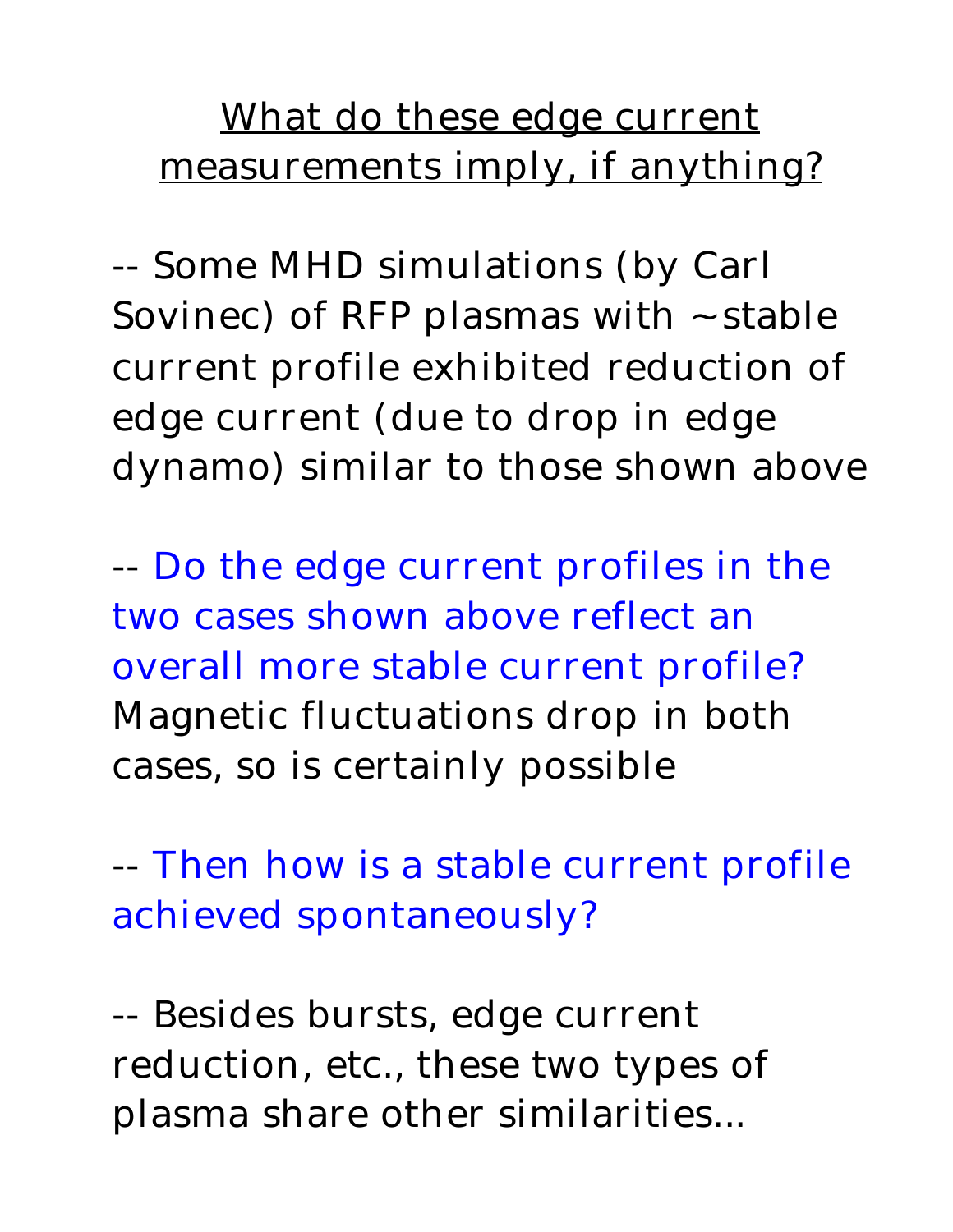## What do these edge current measurements imply, if anything?

-- Some MHD simulations (by Carl Sovinec) of RFP plasmas with ~stable current profile exhibited reduction of edge current (due to drop in edge dynamo) similar to those shown above

-- Do the edge current profiles in the two cases shown above reflect an overall more stable current profile? Magnetic fluctuations drop in both cases, so is certainly possible

-- Then how is a stable current profile achieved spontaneously?

-- Besides bursts, edge current reduction, etc., these two types of plasma share other similarities...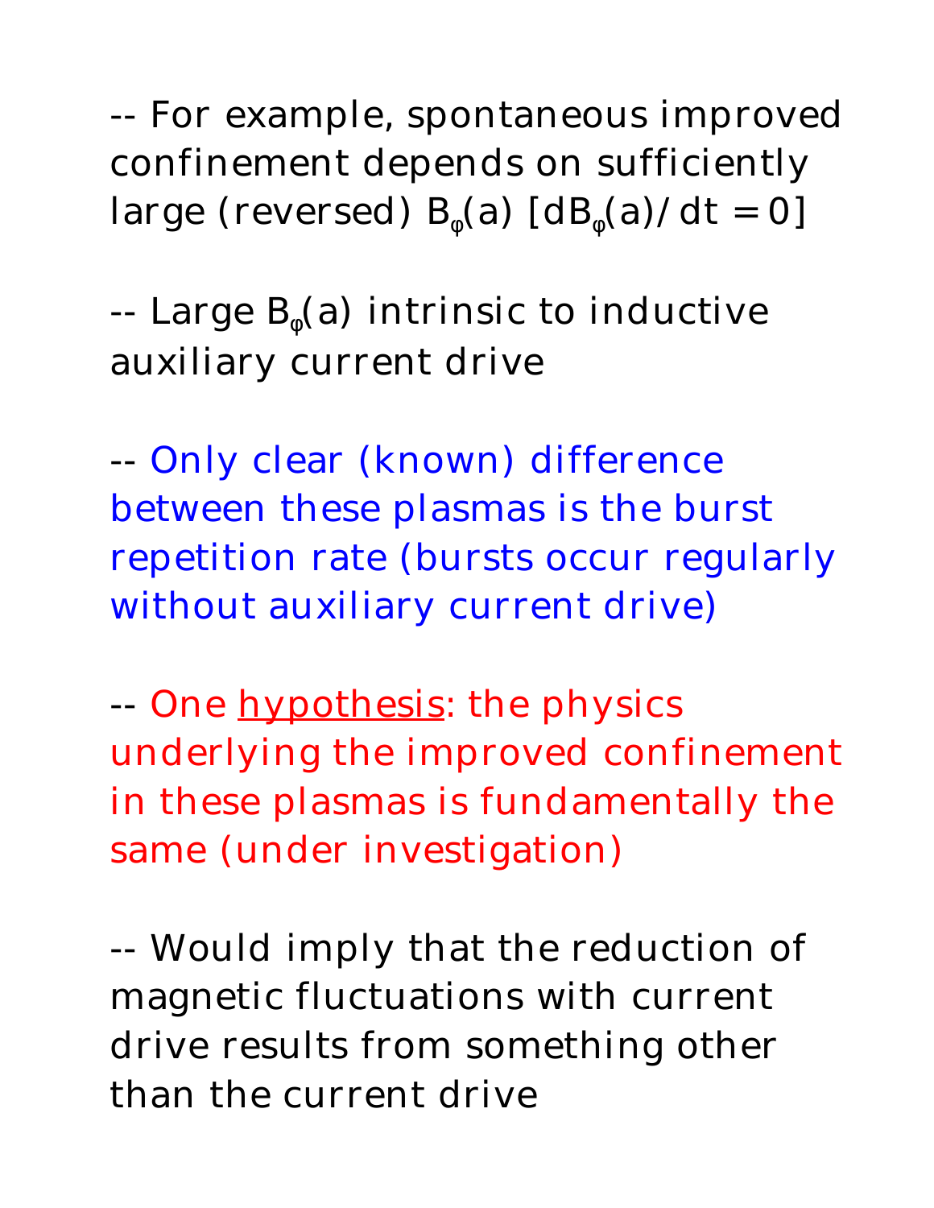-- For example, spontaneous improved confinement depends on sufficiently large (reversed) $B_\varphi(a)$ [$dB_\varphi(a)/dt = 0$]

-- Large $B_\varphi(a)$ intrinsic to inductive auxiliary current drive

-- Only clear (known) difference between these plasmas is the burst repetition rate (bursts occur regularly without auxiliary current drive)

-- One <u>hypothesis</u>: the physics underlying the improved confinement in these plasmas is fundamentally the same (under investigation)

-- Would imply that the reduction of magnetic fluctuations with current drive results from something other than the current drive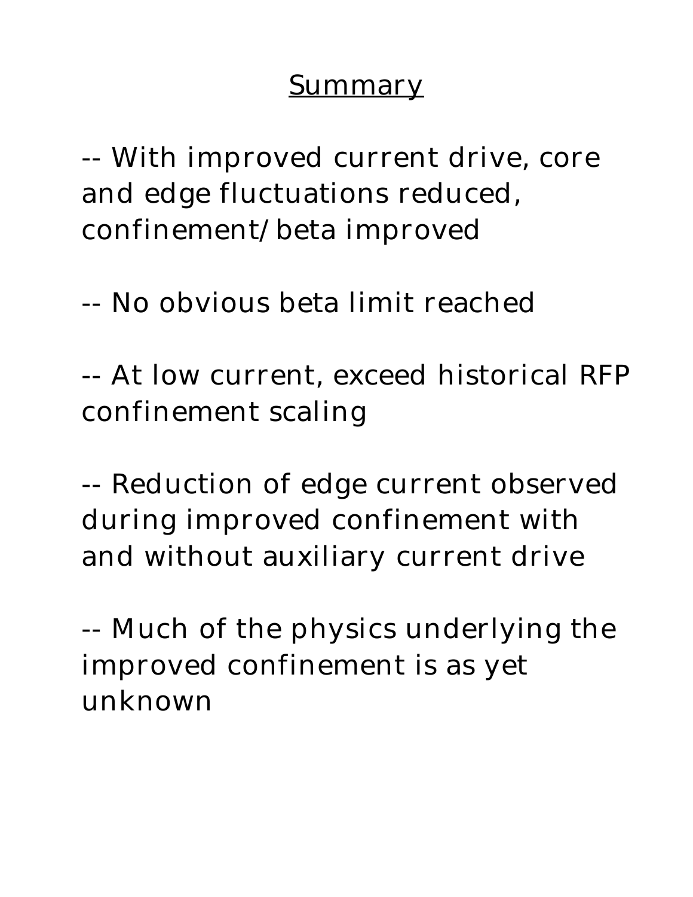# Summary

-- With improved current drive, core and edge fluctuations reduced, confinement/beta improved

-- No obvious beta limit reached

-- At low current, exceed historical RFP confinement scaling

-- Reduction of edge current observed during improved confinement with and without auxiliary current drive

-- Much of the physics underlying the improved confinement is as yet unknown